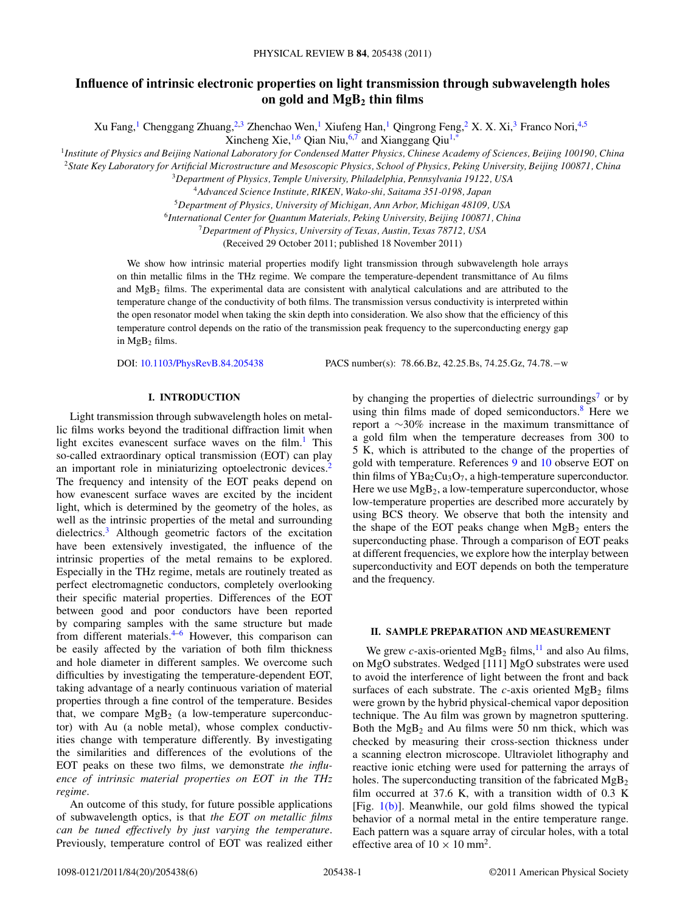# Influence of intrinsic electronic properties on light transmission through subwavelength holes on gold and $MgB_2$ thin films

Xu Fang,[1] Chenggang Zhuang,[2,3] Zhenchao Wen,[1] Xiufeng Han,[1] Qingrong Feng,[2] X. X. Xi,[3] Franco Nori,[4,5] Xincheng Xie,[1,6] Qian Niu,[6,7] and Xianggang Qiu[1,*]

[1] *Institute of Physics and Beijing National Laboratory for Condensed Matter Physics, Chinese Academy of Sciences, Beijing 100190, China*
[2] *State Key Laboratory for Artificial Microstructure and Mesoscopic Physics, School of Physics, Peking University, Beijing 100871, China*
[3] *Department of Physics, Temple University, Philadelphia, Pennsylvania 19122, USA*
[4] *Advanced Science Institute, RIKEN, Wako-shi, Saitama 351-0198, Japan*
[5] *Department of Physics, University of Michigan, Ann Arbor, Michigan 48109, USA*
[6] *International Center for Quantum Materials, Peking University, Beijing 100871, China*
[7] *Department of Physics, University of Texas, Austin, Texas 78712, USA*

(Received 29 October 2011; published 18 November 2011)

We show how intrinsic material properties modify light transmission through subwavelength hole arrays on thin metallic films in the THz regime. We compare the temperature-dependent transmittance of Au films and $MgB_2$ films. The experimental data are consistent with analytical calculations and are attributed to the temperature change of the conductivity of both films. The transmission versus conductivity is interpreted within the open resonator model when taking the skin depth into consideration. We also show that the efficiency of this temperature control depends on the ratio of the transmission peak frequency to the superconducting energy gap in $MgB_2$ films.

DOI: 10.1103/PhysRevB.84.205438 PACS number(s): 78.66.Bz, 42.25.Bs, 74.25.Gz, 74.78.−w

## I. INTRODUCTION

Light transmission through subwavelength holes on metallic films works beyond the traditional diffraction limit when light excites evanescent surface waves on the film.[1] This so-called extraordinary optical transmission (EOT) can play an important role in miniaturizing optoelectronic devices.[2] The frequency and intensity of the EOT peaks depend on how evanescent surface waves are excited by the incident light, which is determined by the geometry of the holes, as well as the intrinsic properties of the metal and surrounding dielectrics.[3] Although geometric factors of the excitation have been extensively investigated, the influence of the intrinsic properties of the metal remains to be explored. Especially in the THz regime, metals are routinely treated as perfect electromagnetic conductors, completely overlooking their specific material properties. Differences of the EOT between good and poor conductors have been reported by comparing samples with the same structure but made from different materials.[4–6] However, this comparison can be easily affected by the variation of both film thickness and hole diameter in different samples. We overcome such difficulties by investigating the temperature-dependent EOT, taking advantage of a nearly continuous variation of material properties through a fine control of the temperature. Besides that, we compare $MgB_2$ (a low-temperature superconductor) with Au (a noble metal), whose complex conductivities change with temperature differently. By investigating the similarities and differences of the evolutions of the EOT peaks on these two films, we demonstrate *the influence of intrinsic material properties on EOT in the THz regime*.

An outcome of this study, for future possible applications of subwavelength optics, is that *the EOT on metallic films can be tuned effectively by just varying the temperature*. Previously, temperature control of EOT was realized either by changing the properties of dielectric surroundings[7] or by using thin films made of doped semiconductors.[8] Here we report a ~30% increase in the maximum transmittance of a gold film when the temperature decreases from 300 to 5 K, which is attributed to the change of the properties of gold with temperature. References 9 and 10 observe EOT on thin films of $YBa_2Cu_3O_7$, a high-temperature superconductor. Here we use $MgB_2$, a low-temperature superconductor, whose low-temperature properties are described more accurately by using BCS theory. We observe that both the intensity and the shape of the EOT peaks change when $MgB_2$ enters the superconducting phase. Through a comparison of EOT peaks at different frequencies, we explore how the interplay between superconductivity and EOT depends on both the temperature and the frequency.

## II. SAMPLE PREPARATION AND MEASUREMENT

We grew *c*-axis-oriented $MgB_2$ films,[11] and also Au films, on MgO substrates. Wedged [111] MgO substrates were used to avoid the interference of light between the front and back surfaces of each substrate. The *c*-axis oriented $MgB_2$ films were grown by the hybrid physical-chemical vapor deposition technique. The Au film was grown by magnetron sputtering. Both the $MgB_2$ and Au films were 50 nm thick, which was checked by measuring their cross-section thickness under a scanning electron microscope. Ultraviolet lithography and reactive ionic etching were used for patterning the arrays of holes. The superconducting transition of the fabricated $MgB_2$ film occurred at 37.6 K, with a transition width of 0.3 K [Fig. 1(b)]. Meanwhile, our gold films showed the typical behavior of a normal metal in the entire temperature range. Each pattern was a square array of circular holes, with a total effective area of $10 \times 10$ mm$^2$.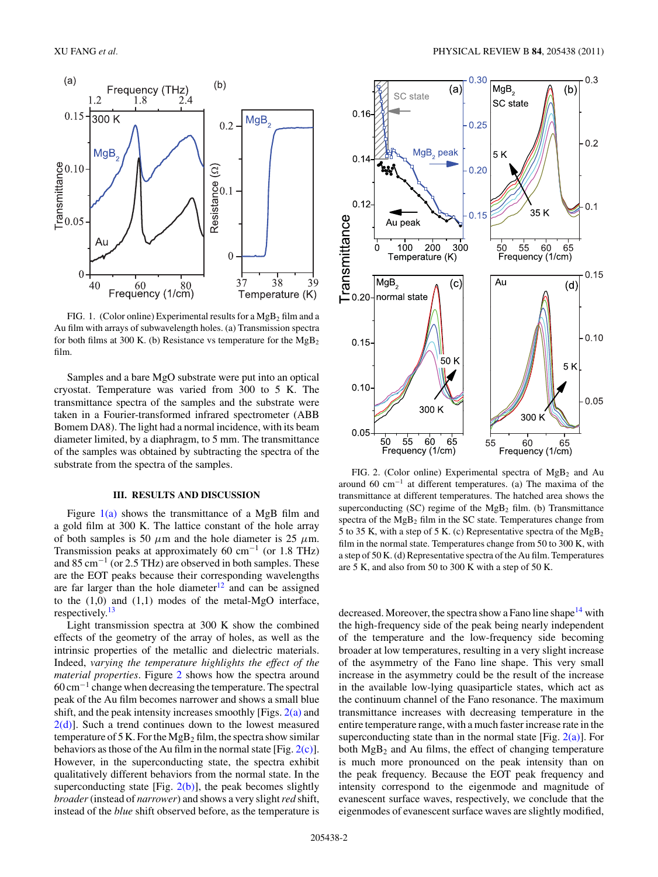FIG. 1. (Color online) Experimental results for a $MgB_2$ film and a Au film with arrays of subwavelength holes. (a) Transmission spectra for both films at 300 K. (b) Resistance vs temperature for the $MgB_2$ film.

Samples and a bare MgO substrate were put into an optical cryostat. Temperature was varied from 300 to 5 K. The transmittance spectra of the samples and the substrate were taken in a Fourier-transformed infrared spectrometer (ABB Bomem DA8). The light had a normal incidence, with its beam diameter limited, by a diaphragm, to 5 mm. The transmittance of the samples was obtained by subtracting the spectra of the substrate from the spectra of the samples.

## III. RESULTS AND DISCUSSION

Figure 1(a) shows the transmittance of a MgB film and a gold film at 300 K. The lattice constant of the hole array of both samples is 50 $\mu$m and the hole diameter is 25 $\mu$m. Transmission peaks at approximately 60 $cm^{-1}$ (or 1.8 THz) and 85 $cm^{-1}$ (or 2.5 THz) are observed in both samples. These are the EOT peaks because their corresponding wavelengths are far larger than the hole diameter[12] and can be assigned to the (1,0) and (1,1) modes of the metal-MgO interface, respectively.[13]

Light transmission spectra at 300 K show the combined effects of the geometry of the array of holes, as well as the intrinsic properties of the metallic and dielectric materials. Indeed, *varying the temperature highlights the effect of the material properties*. Figure 2 shows how the spectra around 60 $cm^{-1}$ change when decreasing the temperature. The spectral peak of the Au film becomes narrower and shows a small blue shift, and the peak intensity increases smoothly [Figs. 2(a) and 2(d)]. Such a trend continues down to the lowest measured temperature of 5 K. For the $MgB_2$ film, the spectra show similar behaviors as those of the Au film in the normal state [Fig. 2(c)]. However, in the superconducting state, the spectra exhibit qualitatively different behaviors from the normal state. In the superconducting state [Fig. 2(b)], the peak becomes slightly *broader* (instead of *narrower*) and shows a very slight *red* shift, instead of the *blue* shift observed before, as the temperature is decreased. Moreover, the spectra show a Fano line shape[14] with the high-frequency side of the peak being nearly independent of the temperature and the low-frequency side becoming broader at low temperatures, resulting in a very slight increase of the asymmetry of the Fano line shape. This very small increase in the asymmetry could be the result of the increase in the available low-lying quasiparticle states, which act as the continuum channel of the Fano resonance. The maximum transmittance increases with decreasing temperature in the entire temperature range, with a much faster increase rate in the superconducting state than in the normal state [Fig. 2(a)]. For both $MgB_2$ and Au films, the effect of changing temperature is much more pronounced on the peak intensity than on the peak frequency. Because the EOT peak frequency and intensity correspond to the eigenmode and magnitude of evanescent surface waves, respectively, we conclude that the eigenmodes of evanescent surface waves are slightly modified,

FIG. 2. (Color online) Experimental spectra of $MgB_2$ and Au around 60 $cm^{-1}$ at different temperatures. (a) The maxima of the transmittance at different temperatures. The hatched area shows the superconducting (SC) regime of the $MgB_2$ film. (b) Transmittance spectra of the $MgB_2$ film in the SC state. Temperatures change from 5 to 35 K, with a step of 5 K. (c) Representative spectra of the $MgB_2$ film in the normal state. Temperatures change from 50 to 300 K, with a step of 50 K. (d) Representative spectra of the Au film. Temperatures are 5 K, and also from 50 to 300 K with a step of 50 K.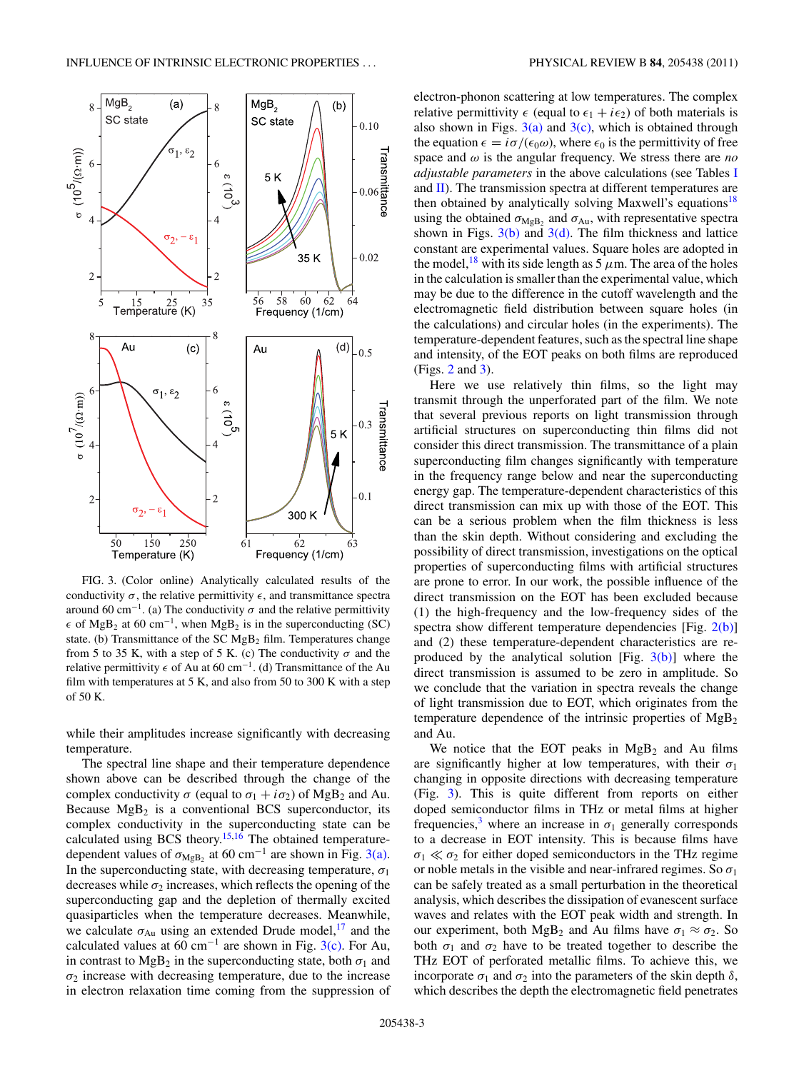FIG. 3. (Color online) Analytically calculated results of the conductivity $\sigma$, the relative permittivity $\epsilon$, and transmittance spectra around 60 cm$^{-1}$. (a) The conductivity $\sigma$ and the relative permittivity $\epsilon$ of $MgB_2$ at 60 cm$^{-1}$, when $MgB_2$ is in the superconducting (SC) state. (b) Transmittance of the SC $MgB_2$ film. Temperatures change from 5 to 35 K, with a step of 5 K. (c) The conductivity $\sigma$ and the relative permittivity $\epsilon$ of Au at 60 cm$^{-1}$. (d) Transmittance of the Au film with temperatures at 5 K, and also from 50 to 300 K with a step of 50 K.

while their amplitudes increase significantly with decreasing temperature.

The spectral line shape and their temperature dependence shown above can be described through the change of the complex conductivity $\sigma$ (equal to $\sigma_1 + i\sigma_2$) of $MgB_2$ and Au. Because $MgB_2$ is a conventional BCS superconductor, its complex conductivity in the superconducting state can be calculated using BCS theory.[15,16] The obtained temperature-dependent values of $\sigma_{MgB_2}$ at 60 cm$^{-1}$ are shown in Fig. 3(a). In the superconducting state, with decreasing temperature, $\sigma_1$ decreases while $\sigma_2$ increases, which reflects the opening of the superconducting gap and the depletion of thermally excited quasiparticles when the temperature decreases. Meanwhile, we calculate $\sigma_{Au}$ using an extended Drude model,[17] and the calculated values at 60 cm$^{-1}$ are shown in Fig. 3(c). For Au, in contrast to $MgB_2$ in the superconducting state, both $\sigma_1$ and $\sigma_2$ increase with decreasing temperature, due to the increase in electron relaxation time coming from the suppression of electron-phonon scattering at low temperatures. The complex relative permittivity $\epsilon$ (equal to $\epsilon_1 + i\epsilon_2$) of both materials is also shown in Figs. 3(a) and 3(c), which is obtained through the equation $\epsilon = i\sigma/(\epsilon_0\omega)$, where $\epsilon_0$ is the permittivity of free space and $\omega$ is the angular frequency. We stress there are *no adjustable parameters* in the above calculations (see Tables I and II). The transmission spectra at different temperatures are then obtained by analytically solving Maxwell's equations[18] using the obtained $\sigma_{MgB_2}$ and $\sigma_{Au}$, with representative spectra shown in Figs. 3(b) and 3(d). The film thickness and lattice constant are experimental values. Square holes are adopted in the model,[18] with its side length as 5 $\mu$m. The area of the holes in the calculation is smaller than the experimental value, which may be due to the difference in the cutoff wavelength and the electromagnetic field distribution between square holes (in the calculations) and circular holes (in the experiments). The temperature-dependent features, such as the spectral line shape and intensity, of the EOT peaks on both films are reproduced (Figs. 2 and 3).

Here we use relatively thin films, so the light may transmit through the unperforated part of the film. We note that several previous reports on light transmission through artificial structures on superconducting thin films did not consider this direct transmission. The transmittance of a plain superconducting film changes significantly with temperature in the frequency range below and near the superconducting energy gap. The temperature-dependent characteristics of this direct transmission can mix up with those of the EOT. This can be a serious problem when the film thickness is less than the skin depth. Without considering and excluding the possibility of direct transmission, investigations on the optical properties of superconducting films with artificial structures are prone to error. In our work, the possible influence of the direct transmission on the EOT has been excluded because (1) the high-frequency and the low-frequency sides of the spectra show different temperature dependencies [Fig. 2(b)] and (2) these temperature-dependent characteristics are reproduced by the analytical solution [Fig. 3(b)] where the direct transmission is assumed to be zero in amplitude. So we conclude that the variation in spectra reveals the change of light transmission due to EOT, which originates from the temperature dependence of the intrinsic properties of $MgB_2$ and Au.

We notice that the EOT peaks in $MgB_2$ and Au films are significantly higher at low temperatures, with their $\sigma_1$ changing in opposite directions with decreasing temperature (Fig. 3). This is quite different from reports on either doped semiconductor films in THz or metal films at higher frequencies,[3] where an increase in $\sigma_1$ generally corresponds to a decrease in EOT intensity. This is because films have $\sigma_1 \ll \sigma_2$ for either doped semiconductors in the THz regime or noble metals in the visible and near-infrared regimes. So $\sigma_1$ can be safely treated as a small perturbation in the theoretical analysis, which describes the dissipation of evanescent surface waves and relates with the EOT peak width and strength. In our experiment, both $MgB_2$ and Au films have $\sigma_1 \approx \sigma_2$. So both $\sigma_1$ and $\sigma_2$ have to be treated together to describe the THz EOT of perforated metallic films. To achieve this, we incorporate $\sigma_1$ and $\sigma_2$ into the parameters of the skin depth $\delta$, which describes the depth the electromagnetic field penetrates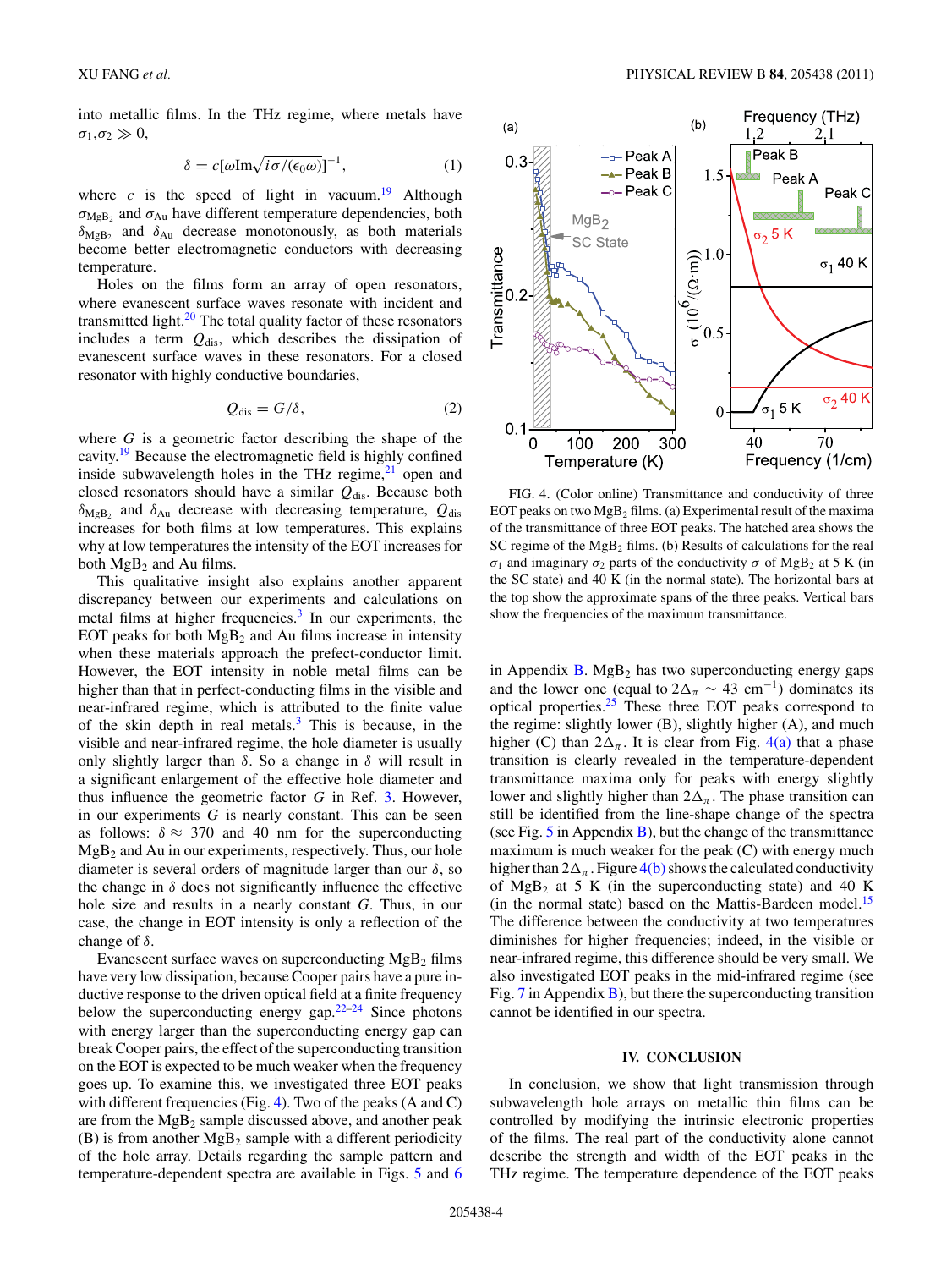into metallic films. In the THz regime, where metals have $\sigma_1, \sigma_2 \gg 0$,

$$\delta = c[\omega \mathrm{Im}\sqrt{i\sigma/(\epsilon_0\omega)}]^{-1}, \tag{1}$$

where $c$ is the speed of light in vacuum.[19] Although $\sigma_{\mathrm{MgB}_2}$ and $\sigma_{\mathrm{Au}}$ have different temperature dependencies, both $\delta_{\mathrm{MgB}_2}$ and $\delta_{\mathrm{Au}}$ decrease monotonously, as both materials become better electromagnetic conductors with decreasing temperature.

Holes on the films form an array of open resonators, where evanescent surface waves resonate with incident and transmitted light.[20] The total quality factor of these resonators includes a term $Q_{\mathrm{dis}}$, which describes the dissipation of evanescent surface waves in these resonators. For a closed resonator with highly conductive boundaries,

$$Q_{\mathrm{dis}} = G/\delta, \tag{2}$$

where $G$ is a geometric factor describing the shape of the cavity.[19] Because the electromagnetic field is highly confined inside subwavelength holes in the THz regime,[21] open and closed resonators should have a similar $Q_{\mathrm{dis}}$. Because both $\delta_{\mathrm{MgB}_2}$ and $\delta_{\mathrm{Au}}$ decrease with decreasing temperature, $Q_{\mathrm{dis}}$ increases for both films at low temperatures. This explains why at low temperatures the intensity of the EOT increases for both $MgB_2$ and Au films.

This qualitative insight also explains another apparent discrepancy between our experiments and calculations on metal films at higher frequencies.[3] In our experiments, the EOT peaks for both $MgB_2$ and Au films increase in intensity when these materials approach the prefect-conductor limit. However, the EOT intensity in noble metal films can be higher than that in perfect-conducting films in the visible and near-infrared regime, which is attributed to the finite value of the skin depth in real metals.[3] This is because, in the visible and near-infrared regime, the hole diameter is usually only slightly larger than $\delta$. So a change in $\delta$ will result in a significant enlargement of the effective hole diameter and thus influence the geometric factor $G$ in Ref. 3. However, in our experiments $G$ is nearly constant. This can be seen as follows: $\delta \approx 370$ and 40 nm for the superconducting $MgB_2$ and Au in our experiments, respectively. Thus, our hole diameter is several orders of magnitude larger than our $\delta$, so the change in $\delta$ does not significantly influence the effective hole size and results in a nearly constant $G$. Thus, in our case, the change in EOT intensity is only a reflection of the change of $\delta$.

Evanescent surface waves on superconducting $MgB_2$ films have very low dissipation, because Cooper pairs have a pure inductive response to the driven optical field at a finite frequency below the superconducting energy gap.[22–24] Since photons with energy larger than the superconducting energy gap can break Cooper pairs, the effect of the superconducting transition on the EOT is expected to be much weaker when the frequency goes up. To examine this, we investigated three EOT peaks with different frequencies (Fig. 4). Two of the peaks (A and C) are from the $MgB_2$ sample discussed above, and another peak (B) is from another $MgB_2$ sample with a different periodicity of the hole array. Details regarding the sample pattern and temperature-dependent spectra are available in Figs. 5 and 6 in Appendix B. $MgB_2$ has two superconducting energy gaps and the lower one (equal to $2\Delta_\pi \sim 43$ cm$^{-1}$) dominates its optical properties.[25] These three EOT peaks correspond to the regime: slightly lower (B), slightly higher (A), and much higher (C) than $2\Delta_\pi$. It is clear from Fig. 4(a) that a phase transition is clearly revealed in the temperature-dependent transmittance maxima only for peaks with energy slightly lower and slightly higher than $2\Delta_\pi$. The phase transition can still be identified from the line-shape change of the spectra (see Fig. 5 in Appendix B), but the change of the transmittance maximum is much weaker for the peak (C) with energy much higher than $2\Delta_\pi$. Figure 4(b) shows the calculated conductivity of $MgB_2$ at 5 K (in the superconducting state) and 40 K (in the normal state) based on the Mattis-Bardeen model.[15] The difference between the conductivity at two temperatures diminishes for higher frequencies; indeed, in the visible or near-infrared regime, this difference should be very small. We also investigated EOT peaks in the mid-infrared regime (see Fig. 7 in Appendix B), but there the superconducting transition cannot be identified in our spectra.

FIG. 4. (Color online) Transmittance and conductivity of three EOT peaks on two $MgB_2$ films. (a) Experimental result of the maxima of the transmittance of the three EOT peaks. The hatched area shows the SC regime of the $MgB_2$ films. (b) Results of calculations for the real $\sigma_1$ and imaginary $\sigma_2$ parts of the conductivity $\sigma$ of $MgB_2$ at 5 K (in the SC state) and 40 K (in the normal state). The horizontal bars at the top show the approximate spans of the three peaks. Vertical bars show the frequencies of the maximum transmittance.

## IV. CONCLUSION

In conclusion, we show that light transmission through subwavelength hole arrays on metallic thin films can be controlled by modifying the intrinsic electronic properties of the films. The real part of the conductivity alone cannot describe the strength and width of the EOT peaks in the THz regime. The temperature dependence of the EOT peaks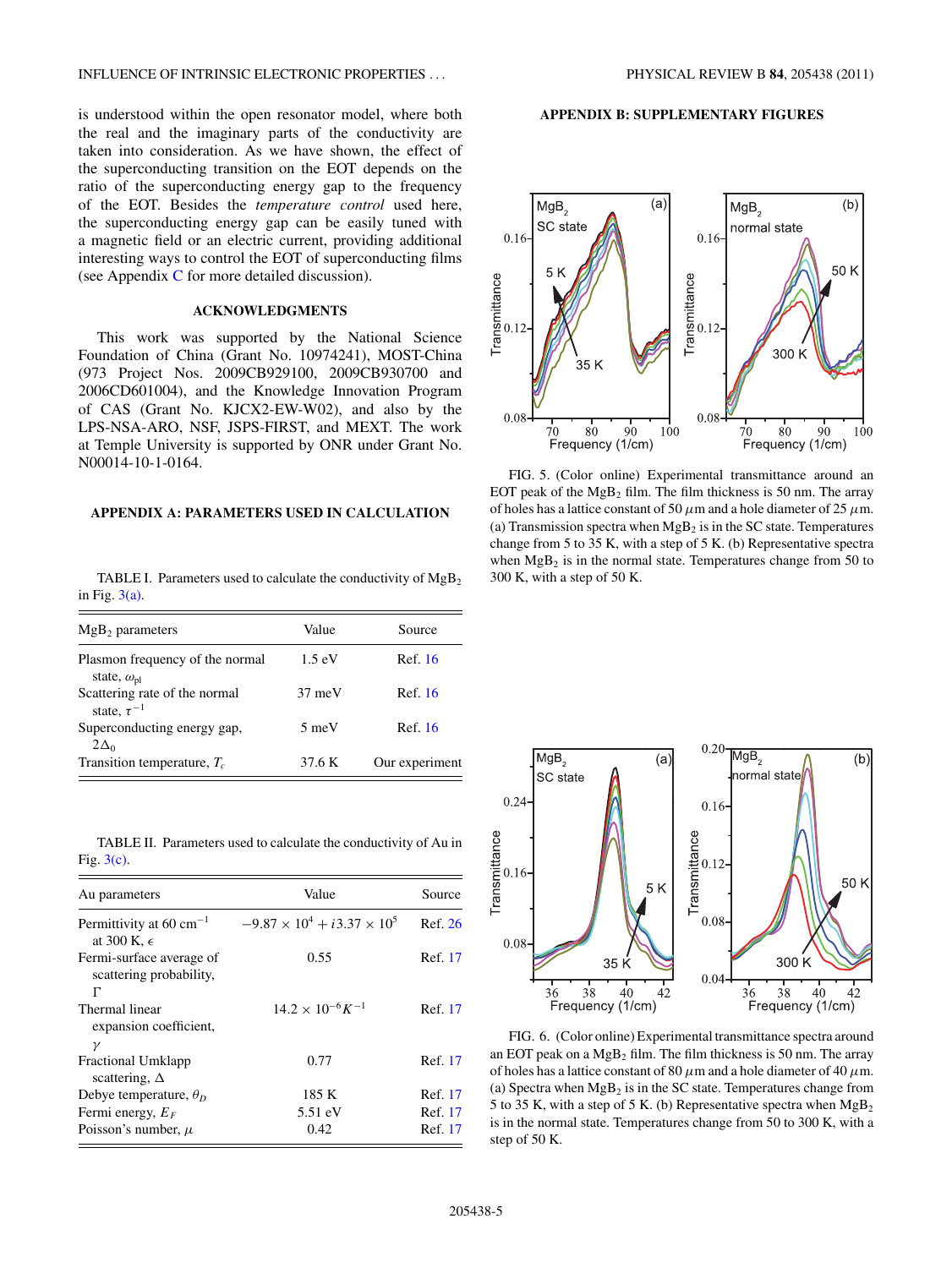is understood within the open resonator model, where both the real and the imaginary parts of the conductivity are taken into consideration. As we have shown, the effect of the superconducting transition on the EOT depends on the ratio of the superconducting energy gap to the frequency of the EOT. Besides the *temperature control* used here, the superconducting energy gap can be easily tuned with a magnetic field or an electric current, providing additional interesting ways to control the EOT of superconducting films (see Appendix C for more detailed discussion).

## ACKNOWLEDGMENTS

This work was supported by the National Science Foundation of China (Grant No. 10974241), MOST-China (973 Project Nos. 2009CB929100, 2009CB930700 and 2006CD601004), and the Knowledge Innovation Program of CAS (Grant No. KJCX2-EW-W02), and also by the LPS-NSA-ARO, NSF, JSPS-FIRST, and MEXT. The work at Temple University is supported by ONR under Grant No. N00014-10-1-0164.

## APPENDIX A: PARAMETERS USED IN CALCULATION

TABLE I. Parameters used to calculate the conductivity of $MgB_2$ in Fig. 3(a).

| $MgB_2$ parameters | Value | Source |
|---|---|---|
| Plasmon frequency of the normal state, $\omega_{pl}$ | 1.5 eV | Ref. 16 |
| Scattering rate of the normal state, $\tau^{-1}$ | 37 meV | Ref. 16 |
| Superconducting energy gap, $2\Delta_0$ | 5 meV | Ref. 16 |
| Transition temperature, $T_c$ | 37.6 K | Our experiment |

TABLE II. Parameters used to calculate the conductivity of Au in Fig. 3(c).

| Au parameters | Value | Source |
|---|---|---|
| Permittivity at 60 cm$^{-1}$ at 300 K, $\epsilon$ | $-9.87 \times 10^4 + i3.37 \times 10^5$ | Ref. 26 |
| Fermi-surface average of scattering probability, $\Gamma$ | 0.55 | Ref. 17 |
| Thermal linear expansion coefficient, $\gamma$ | $14.2 \times 10^{-6} K^{-1}$ | Ref. 17 |
| Fractional Umklapp scattering, $\Delta$ | 0.77 | Ref. 17 |
| Debye temperature, $\theta_D$ | 185 K | Ref. 17 |
| Fermi energy, $E_F$ | 5.51 eV | Ref. 17 |
| Poisson's number, $\mu$ | 0.42 | Ref. 17 |

## APPENDIX B: SUPPLEMENTARY FIGURES

FIG. 5. (Color online) Experimental transmittance around an EOT peak of the $MgB_2$ film. The film thickness is 50 nm. The array of holes has a lattice constant of 50 $\mu$m and a hole diameter of 25 $\mu$m. (a) Transmission spectra when $MgB_2$ is in the SC state. Temperatures change from 5 to 35 K, with a step of 5 K. (b) Representative spectra when $MgB_2$ is in the normal state. Temperatures change from 50 to 300 K, with a step of 50 K.

FIG. 6. (Color online) Experimental transmittance spectra around an EOT peak on a $MgB_2$ film. The film thickness is 50 nm. The array of holes has a lattice constant of 80 $\mu$m and a hole diameter of 40 $\mu$m. (a) Spectra when $MgB_2$ is in the SC state. Temperatures change from 5 to 35 K, with a step of 5 K. (b) Representative spectra when $MgB_2$ is in the normal state. Temperatures change from 50 to 300 K, with a step of 50 K.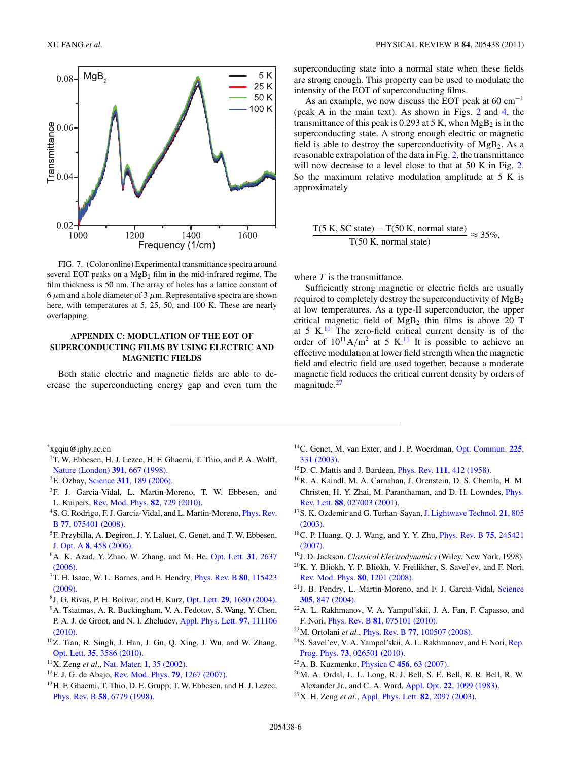MgB$_2$

5 K
25 K
50 K
100 K

0.08
0.06
0.04
0.02

Transmittance

1000
1200
1400
1600

Frequency (1/cm)

FIG. 7. (Color online) Experimental transmittance spectra around several EOT peaks on a MgB$_2$ film in the mid-infrared regime. The film thickness is 50 nm. The array of holes has a lattice constant of 6 $\mu$m and a hole diameter of 3 $\mu$m. Representative spectra are shown here, with temperatures at 5, 25, 50, and 100 K. These are nearly overlapping.

## APPENDIX C: MODULATION OF THE EOT OF SUPERCONDUCTING FILMS BY USING ELECTRIC AND MAGNETIC FIELDS

Both static electric and magnetic fields are able to decrease the superconducting energy gap and even turn the superconducting state into a normal state when these fields are strong enough. This property can be used to modulate the intensity of the EOT of superconducting films.

As an example, we now discuss the EOT peak at 60 cm$^{-1}$ (peak A in the main text). As shown in Figs. 2 and 4, the transmittance of this peak is 0.293 at 5 K, when MgB$_2$ is in the superconducting state. A strong enough electric or magnetic field is able to destroy the superconductivity of MgB$_2$. As a reasonable extrapolation of the data in Fig. 2, the transmittance will now decrease to a level close to that at 50 K in Fig. 2. So the maximum relative modulation amplitude at 5 K is approximately

$$\frac{\mathrm{T(5\ K,\ SC\ state)} - \mathrm{T(50\ K,\ normal\ state)}}{\mathrm{T(50\ K,\ normal\ state)}} \approx 35\%,$$

where $T$ is the transmittance.

Sufficiently strong magnetic or electric fields are usually required to completely destroy the superconductivity of MgB$_2$ at low temperatures. As a type-II superconductor, the upper critical magnetic field of MgB$_2$ thin films is above 20 T at 5 K.[11] The zero-field critical current density is of the order of $10^{11}\mathrm{A/m}^2$ at 5 K.[11] It is possible to achieve an effective modulation at lower field strength when the magnetic field and electric field are used together, because a moderate magnetic field reduces the critical current density by orders of magnitude.[27]

---

*xgqiu@iphy.ac.cn

[1] T. W. Ebbesen, H. J. Lezec, H. F. Ghaemi, T. Thio, and P. A. Wolff, Nature (London) **391**, 667 (1998).

[2] E. Ozbay, Science **311**, 189 (2006).

[3] F. J. Garcia-Vidal, L. Martin-Moreno, T. W. Ebbesen, and L. Kuipers, Rev. Mod. Phys. **82**, 729 (2010).

[4] S. G. Rodrigo, F. J. Garcia-Vidal, and L. Martin-Moreno, Phys. Rev. B **77**, 075401 (2008).

[5] F. Przybilla, A. Degiron, J. Y. Laluet, C. Genet, and T. W. Ebbesen, J. Opt. A **8**, 458 (2006).

[6] A. K. Azad, Y. Zhao, W. Zhang, and M. He, Opt. Lett. **31**, 2637 (2006).

[7] T. H. Isaac, W. L. Barnes, and E. Hendry, Phys. Rev. B **80**, 115423 (2009).

[8] J. G. Rivas, P. H. Bolivar, and H. Kurz, Opt. Lett. **29**, 1680 (2004).

[9] A. Tsiatmas, A. R. Buckingham, V. A. Fedotov, S. Wang, Y. Chen, P. A. J. de Groot, and N. I. Zheludev, Appl. Phys. Lett. **97**, 111106 (2010).

[10] Z. Tian, R. Singh, J. Han, J. Gu, Q. Xing, J. Wu, and W. Zhang, Opt. Lett. **35**, 3586 (2010).

[11] X. Zeng *et al.*, Nat. Mater. **1**, 35 (2002).

[12] F. J. G. de Abajo, Rev. Mod. Phys. **79**, 1267 (2007).

[13] H. F. Ghaemi, T. Thio, D. E. Grupp, T. W. Ebbesen, and H. J. Lezec, Phys. Rev. B **58**, 6779 (1998).

[14] C. Genet, M. van Exter, and J. P. Woerdman, Opt. Commun. **225**, 331 (2003).

[15] D. C. Mattis and J. Bardeen, Phys. Rev. **111**, 412 (1958).

[16] R. A. Kaindl, M. A. Carnahan, J. Orenstein, D. S. Chemla, H. M. Christen, H. Y. Zhai, M. Paranthaman, and D. H. Lowndes, Phys. Rev. Lett. **88**, 027003 (2001).

[17] S. K. Ozdemir and G. Turhan-Sayan, J. Lightwave Technol. **21**, 805 (2003).

[18] C. P. Huang, Q. J. Wang, and Y. Y. Zhu, Phys. Rev. B **75**, 245421 (2007).

[19] J. D. Jackson, *Classical Electrodynamics* (Wiley, New York, 1998).

[20] K. Y. Bliokh, Y. P. Bliokh, V. Freilikher, S. Savel'ev, and F. Nori, Rev. Mod. Phys. **80**, 1201 (2008).

[21] J. B. Pendry, L. Martin-Moreno, and F. J. Garcia-Vidal, Science **305**, 847 (2004).

[22] A. L. Rakhmanov, V. A. Yampol'skii, J. A. Fan, F. Capasso, and F. Nori, Phys. Rev. B **81**, 075101 (2010).

[23] M. Ortolani *et al.*, Phys. Rev. B **77**, 100507 (2008).

[24] S. Savel'ev, V. A. Yampol'skii, A. L. Rakhmanov, and F. Nori, Rep. Prog. Phys. **73**, 026501 (2010).

[25] A. B. Kuzmenko, Physica C **456**, 63 (2007).

[26] M. A. Ordal, L. L. Long, R. J. Bell, S. E. Bell, R. R. Bell, R. W. Alexander Jr., and C. A. Ward, Appl. Opt. **22**, 1099 (1983).

[27] X. H. Zeng *et al.*, Appl. Phys. Lett. **82**, 2097 (2003).